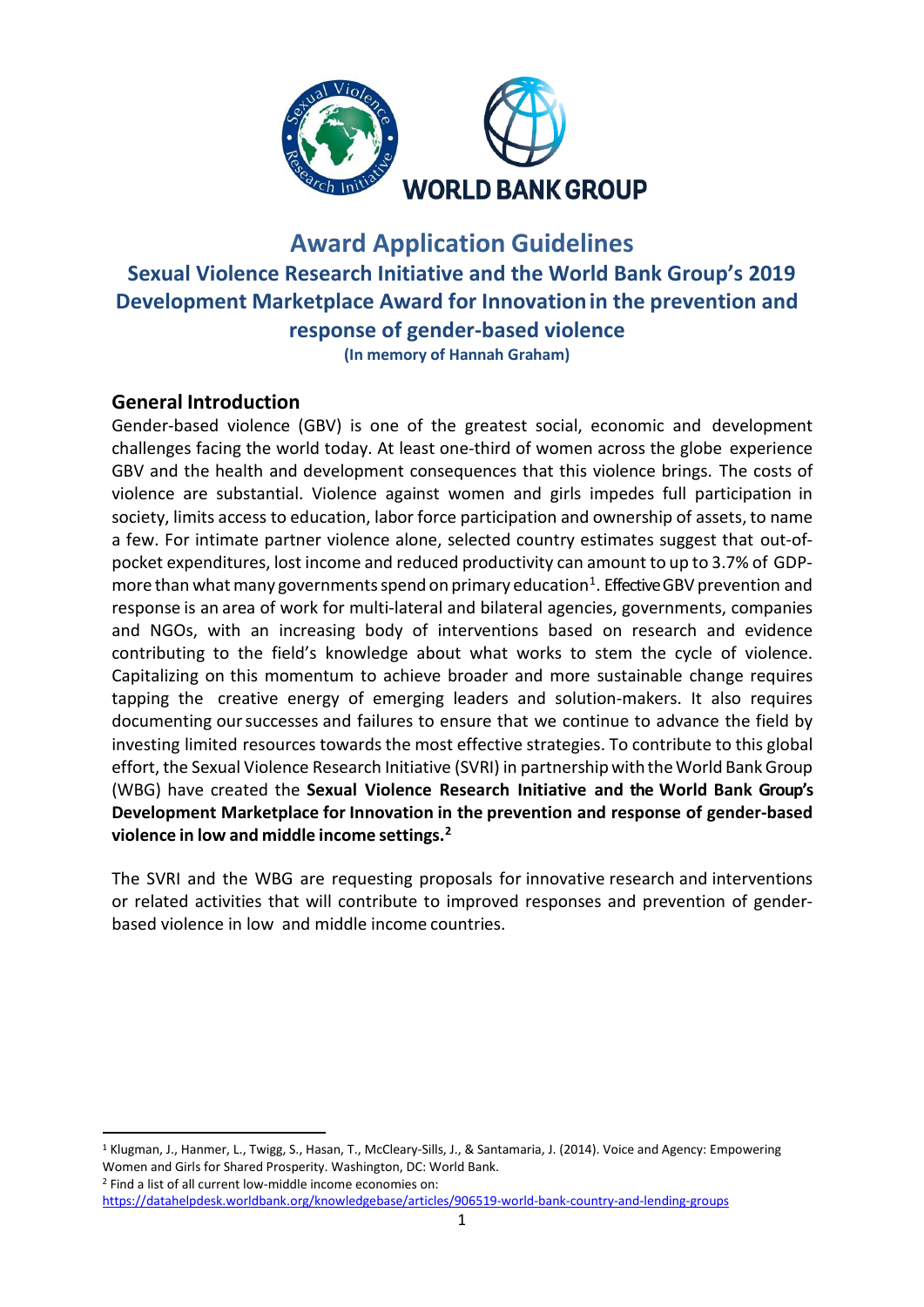# Award Application Guidelines

## Sexual Violence Research Initiative and the World Bank Group's 2019 Development Marketplace Award for Innovation in the prevention and response of gender-based violence

**(In memory of Hannah Graham)**

### General Introduction

Gender-based violence (GBV) is one of the greatest social, economic and development challenges facing the world today. At least one-third of women across the globe experience GBV and the health and development consequences that this violence brings. The costs of violence are substantial. Violence against women and girls impedes full participation in society, limits access to education, labor force participation and ownership of assets, to name a few. For intimate partner violence alone, selected country estimates suggest that out-of-pocket expenditures, lost income and reduced productivity can amount to up to 3.7% of GDP- more than what many governments spend on primary education[1]. Effective GBV prevention and response is an area of work for multi-lateral and bilateral agencies, governments, companies and NGOs, with an increasing body of interventions based on research and evidence contributing to the field's knowledge about what works to stem the cycle of violence. Capitalizing on this momentum to achieve broader and more sustainable change requires tapping the creative energy of emerging leaders and solution-makers. It also requires documenting our successes and failures to ensure that we continue to advance the field by investing limited resources towards the most effective strategies. To contribute to this global effort, the Sexual Violence Research Initiative (SVRI) in partnership with the World Bank Group (WBG) have created the **Sexual Violence Research Initiative and the World Bank Group's Development Marketplace for Innovation in the prevention and response of gender-based violence in low and middle income settings.**[2]

The SVRI and the WBG are requesting proposals for innovative research and interventions or related activities that will contribute to improved responses and prevention of gender-based violence in low and middle income countries.

---

[1] Klugman, J., Hanmer, L., Twigg, S., Hasan, T., McCleary-Sills, J., & Santamaria, J. (2014). Voice and Agency: Empowering Women and Girls for Shared Prosperity. Washington, DC: World Bank.

[2] Find a list of all current low-middle income economies on: https://datahelpdesk.worldbank.org/knowledgebase/articles/906519-world-bank-country-and-lending-groups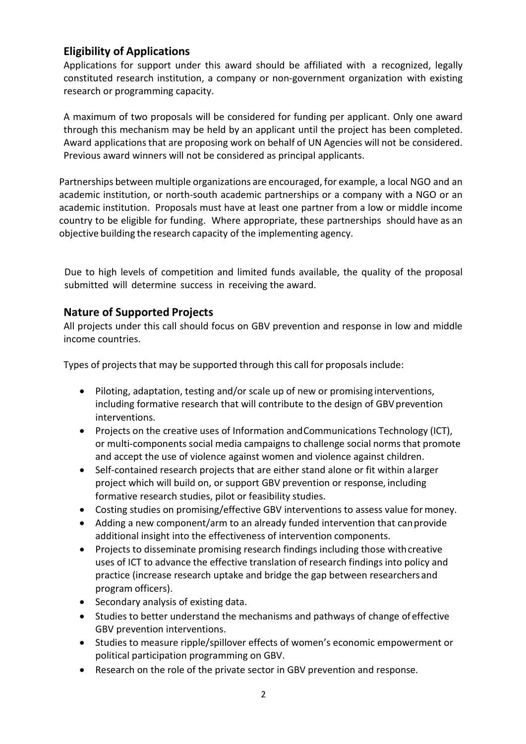## Eligibility of Applications

Applications for support under this award should be affiliated with a recognized, legally constituted research institution, a company or non-government organization with existing research or programming capacity.

A maximum of two proposals will be considered for funding per applicant. Only one award through this mechanism may be held by an applicant until the project has been completed. Award applications that are proposing work on behalf of UN Agencies will not be considered. Previous award winners will not be considered as principal applicants.

Partnerships between multiple organizations are encouraged, for example, a local NGO and an academic institution, or north-south academic partnerships or a company with a NGO or an academic institution. Proposals must have at least one partner from a low or middle income country to be eligible for funding. Where appropriate, these partnerships should have as an objective building the research capacity of the implementing agency.

Due to high levels of competition and limited funds available, the quality of the proposal submitted will determine success in receiving the award.

## Nature of Supported Projects

All projects under this call should focus on GBV prevention and response in low and middle income countries.

Types of projects that may be supported through this call for proposals include:

- Piloting, adaptation, testing and/or scale up of new or promising interventions, including formative research that will contribute to the design of GBV prevention interventions.
- Projects on the creative uses of Information and Communications Technology (ICT), or multi-components social media campaigns to challenge social norms that promote and accept the use of violence against women and violence against children.
- Self-contained research projects that are either stand alone or fit within a larger project which will build on, or support GBV prevention or response, including formative research studies, pilot or feasibility studies.
- Costing studies on promising/effective GBV interventions to assess value for money.
- Adding a new component/arm to an already funded intervention that can provide additional insight into the effectiveness of intervention components.
- Projects to disseminate promising research findings including those with creative uses of ICT to advance the effective translation of research findings into policy and practice (increase research uptake and bridge the gap between researchers and program officers).
- Secondary analysis of existing data.
- Studies to better understand the mechanisms and pathways of change of effective GBV prevention interventions.
- Studies to measure ripple/spillover effects of women's economic empowerment or political participation programming on GBV.
- Research on the role of the private sector in GBV prevention and response.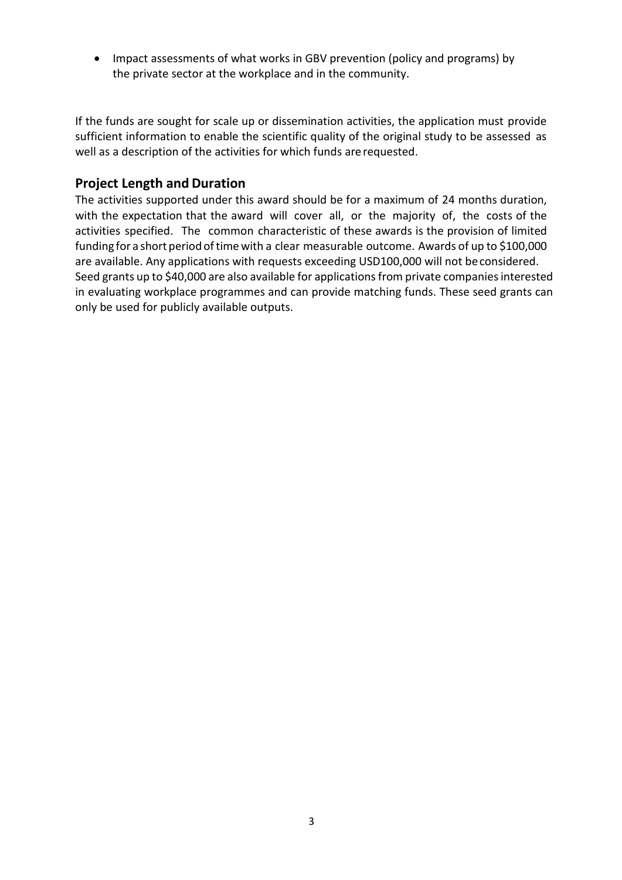- Impact assessments of what works in GBV prevention (policy and programs) by the private sector at the workplace and in the community.

If the funds are sought for scale up or dissemination activities, the application must provide sufficient information to enable the scientific quality of the original study to be assessed as well as a description of the activities for which funds are requested.

## Project Length and Duration

The activities supported under this award should be for a maximum of 24 months duration, with the expectation that the award will cover all, or the majority of, the costs of the activities specified. The common characteristic of these awards is the provision of limited funding for a short period of time with a clear measurable outcome. Awards of up to $100,000 are available. Any applications with requests exceeding USD100,000 will not be considered. Seed grants up to $40,000 are also available for applications from private companies interested in evaluating workplace programmes and can provide matching funds. These seed grants can only be used for publicly available outputs.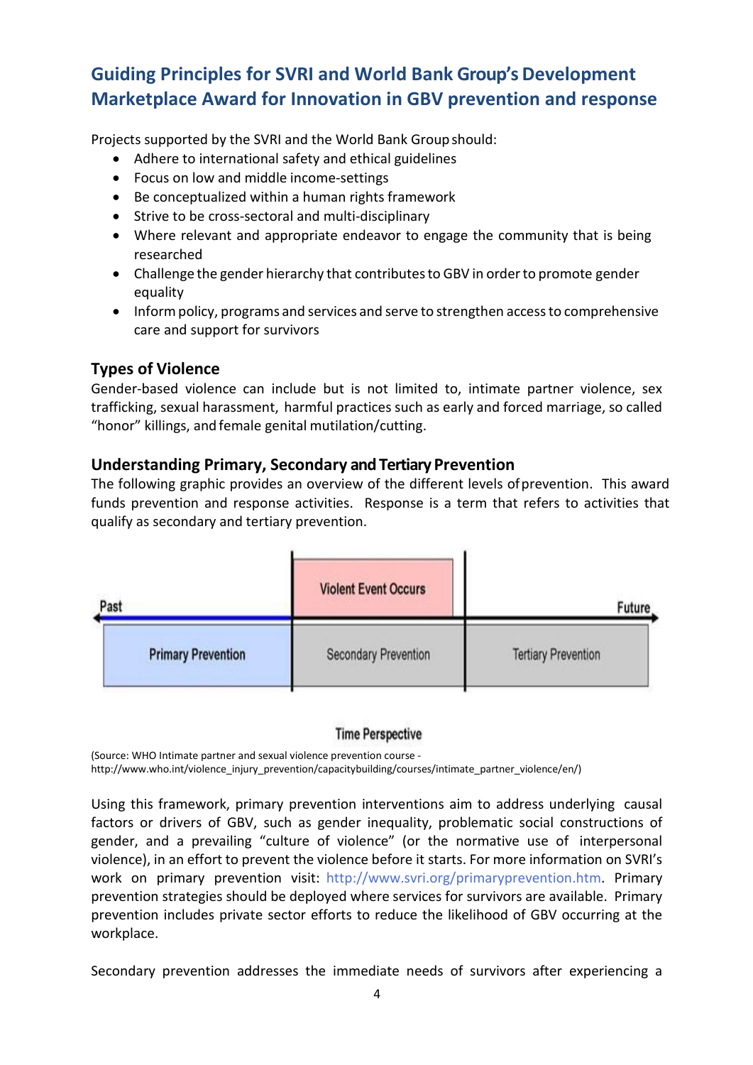## Guiding Principles for SVRI and World Bank Group's Development Marketplace Award for Innovation in GBV prevention and response

Projects supported by the SVRI and the World Bank Group should:

- Adhere to international safety and ethical guidelines
- Focus on low and middle income-settings
- Be conceptualized within a human rights framework
- Strive to be cross-sectoral and multi-disciplinary
- Where relevant and appropriate endeavor to engage the community that is being researched
- Challenge the gender hierarchy that contributes to GBV in order to promote gender equality
- Inform policy, programs and services and serve to strengthen access to comprehensive care and support for survivors

### Types of Violence

Gender-based violence can include but is not limited to, intimate partner violence, sex trafficking, sexual harassment, harmful practices such as early and forced marriage, so called "honor" killings, and female genital mutilation/cutting.

### Understanding Primary, Secondary and Tertiary Prevention

The following graphic provides an overview of the different levels of prevention. This award funds prevention and response activities. Response is a term that refers to activities that qualify as secondary and tertiary prevention.

| Past | Violent Event Occurs | Future |
|---|---|---|
| Primary Prevention | Secondary Prevention | Tertiary Prevention |

Time Perspective

(Source: WHO Intimate partner and sexual violence prevention course - http://www.who.int/violence_injury_prevention/capacitybuilding/courses/intimate_partner_violence/en/)

Using this framework, primary prevention interventions aim to address underlying causal factors or drivers of GBV, such as gender inequality, problematic social constructions of gender, and a prevailing "culture of violence" (or the normative use of interpersonal violence), in an effort to prevent the violence before it starts. For more information on SVRI's work on primary prevention visit: http://www.svri.org/primaryprevention.htm. Primary prevention strategies should be deployed where services for survivors are available. Primary prevention includes private sector efforts to reduce the likelihood of GBV occurring at the workplace.

Secondary prevention addresses the immediate needs of survivors after experiencing a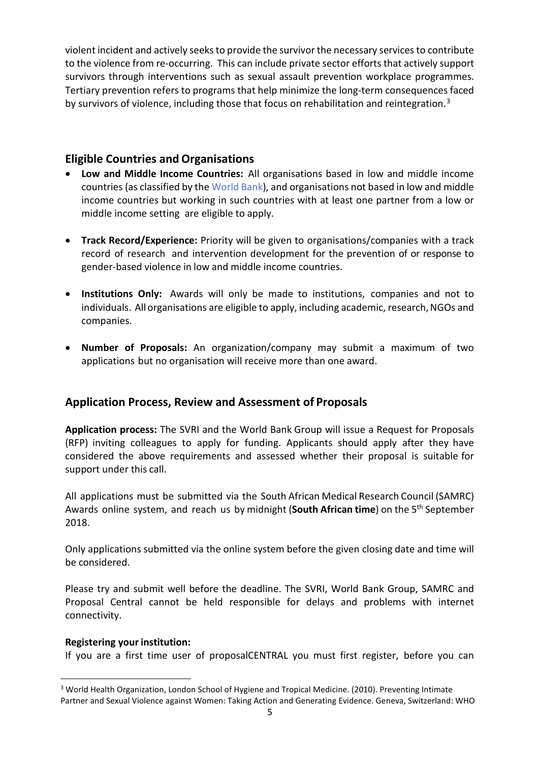violent incident and actively seeks to provide the survivor the necessary services to contribute to the violence from re-occurring. This can include private sector efforts that actively support survivors through interventions such as sexual assault prevention workplace programmes. Tertiary prevention refers to programs that help minimize the long-term consequences faced by survivors of violence, including those that focus on rehabilitation and reintegration.[3]

## Eligible Countries and Organisations

- **Low and Middle Income Countries:** All organisations based in low and middle income countries (as classified by the World Bank), and organisations not based in low and middle income countries but working in such countries with at least one partner from a low or middle income setting are eligible to apply.
- **Track Record/Experience:** Priority will be given to organisations/companies with a track record of research and intervention development for the prevention of or response to gender-based violence in low and middle income countries.
- **Institutions Only:** Awards will only be made to institutions, companies and not to individuals. All organisations are eligible to apply, including academic, research, NGOs and companies.
- **Number of Proposals:** An organization/company may submit a maximum of two applications but no organisation will receive more than one award.

## Application Process, Review and Assessment of Proposals

**Application process:** The SVRI and the World Bank Group will issue a Request for Proposals (RFP) inviting colleagues to apply for funding. Applicants should apply after they have considered the above requirements and assessed whether their proposal is suitable for support under this call.

All applications must be submitted via the South African Medical Research Council (SAMRC) Awards online system, and reach us by midnight (**South African time**) on the 5th September 2018.

Only applications submitted via the online system before the given closing date and time will be considered.

Please try and submit well before the deadline. The SVRI, World Bank Group, SAMRC and Proposal Central cannot be held responsible for delays and problems with internet connectivity.

**Registering your institution:**
If you are a first time user of proposalCENTRAL you must first register, before you can

[3] World Health Organization, London School of Hygiene and Tropical Medicine. (2010). Preventing Intimate Partner and Sexual Violence against Women: Taking Action and Generating Evidence. Geneva, Switzerland: WHO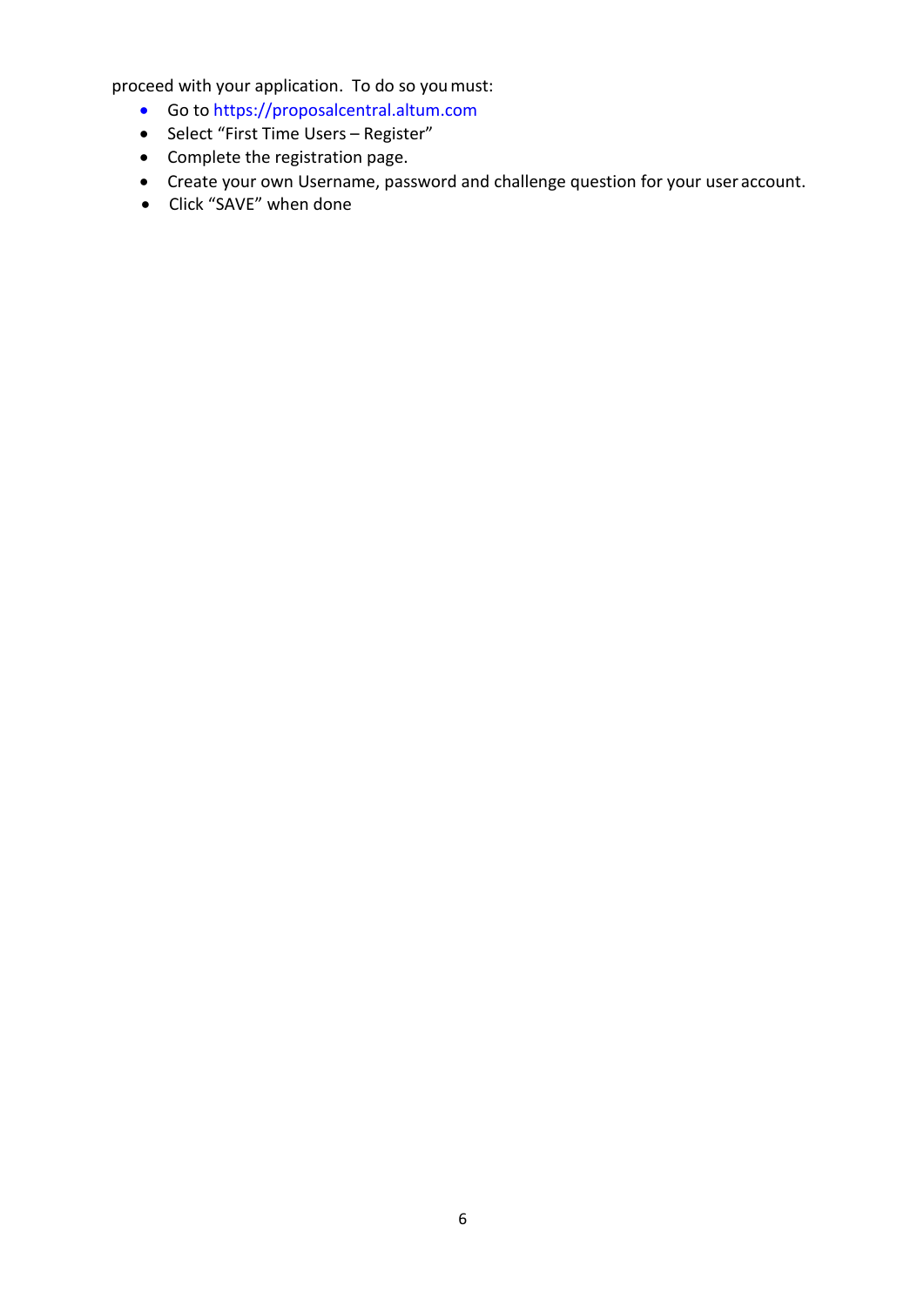proceed with your application. To do so you must:

- Go to https://proposalcentral.altum.com
- Select “First Time Users – Register”
- Complete the registration page.
- Create your own Username, password and challenge question for your user account.
- Click “SAVE” when done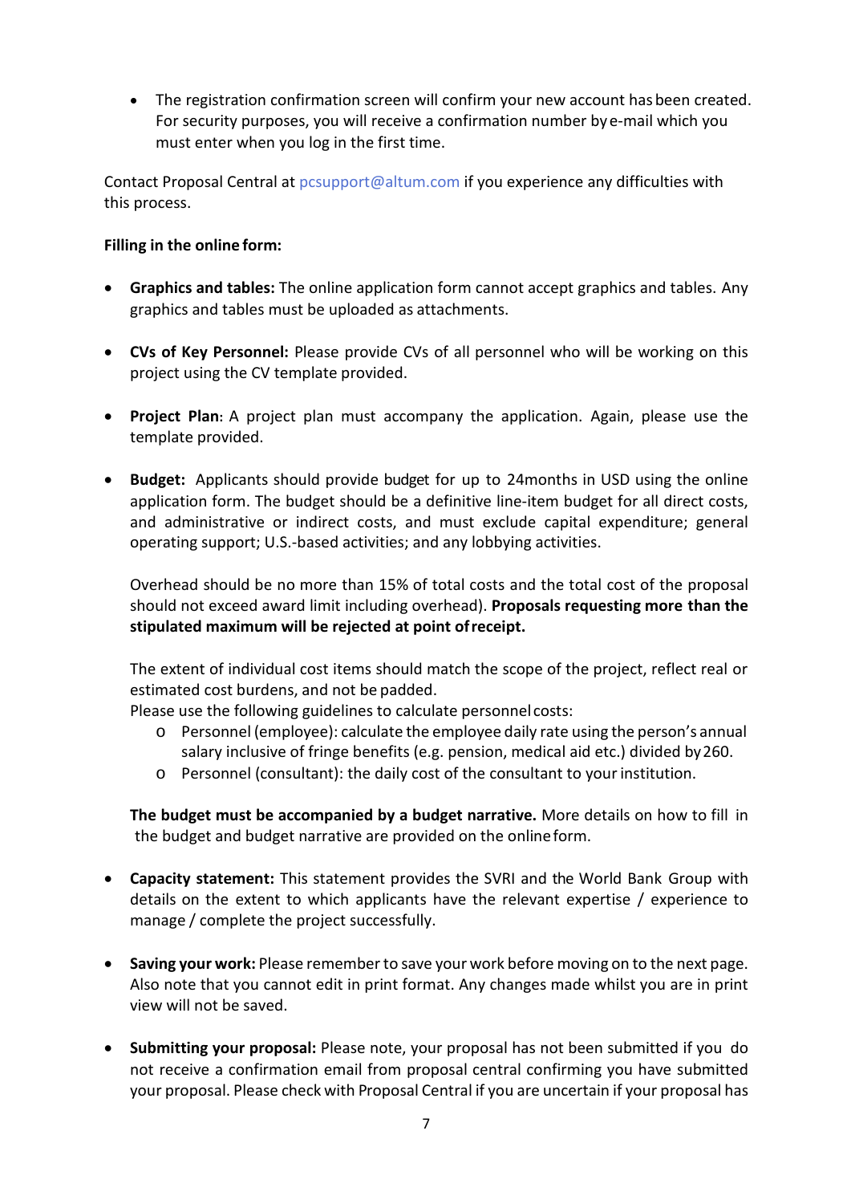- The registration confirmation screen will confirm your new account has been created. For security purposes, you will receive a confirmation number by e-mail which you must enter when you log in the first time.

Contact Proposal Central at pcsupport@altum.com if you experience any difficulties with this process.

**Filling in the online form:**

- **Graphics and tables:** The online application form cannot accept graphics and tables. Any graphics and tables must be uploaded as attachments.

- **CVs of Key Personnel:** Please provide CVs of all personnel who will be working on this project using the CV template provided.

- **Project Plan**: A project plan must accompany the application. Again, please use the template provided.

- **Budget:** Applicants should provide budget for up to 24months in USD using the online application form. The budget should be a definitive line-item budget for all direct costs, and administrative or indirect costs, and must exclude capital expenditure; general operating support; U.S.-based activities; and any lobbying activities.

  Overhead should be no more than 15% of total costs and the total cost of the proposal should not exceed award limit including overhead). **Proposals requesting more than the stipulated maximum will be rejected at point of receipt.**

  The extent of individual cost items should match the scope of the project, reflect real or estimated cost burdens, and not be padded.
  Please use the following guidelines to calculate personnel costs:
  - Personnel (employee): calculate the employee daily rate using the person's annual salary inclusive of fringe benefits (e.g. pension, medical aid etc.) divided by 260.
  - Personnel (consultant): the daily cost of the consultant to your institution.

  **The budget must be accompanied by a budget narrative.** More details on how to fill in the budget and budget narrative are provided on the online form.

- **Capacity statement:** This statement provides the SVRI and the World Bank Group with details on the extent to which applicants have the relevant expertise / experience to manage / complete the project successfully.

- **Saving your work:** Please remember to save your work before moving on to the next page. Also note that you cannot edit in print format. Any changes made whilst you are in print view will not be saved.

- **Submitting your proposal:** Please note, your proposal has not been submitted if you do not receive a confirmation email from proposal central confirming you have submitted your proposal. Please check with Proposal Central if you are uncertain if your proposal has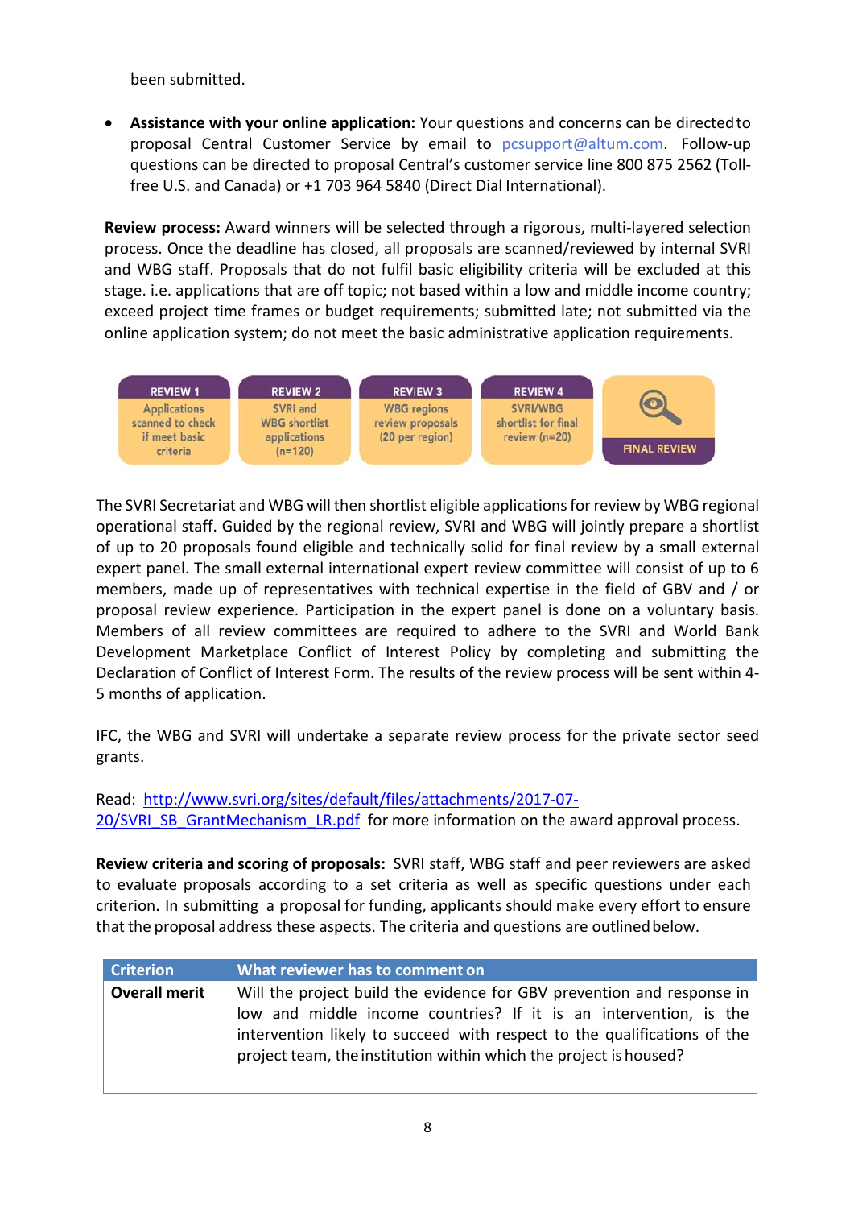been submitted.

- **Assistance with your online application:** Your questions and concerns can be directed to proposal Central Customer Service by email to pcsupport@altum.com. Follow-up questions can be directed to proposal Central's customer service line 800 875 2562 (Toll-free U.S. and Canada) or +1 703 964 5840 (Direct Dial International).

**Review process:** Award winners will be selected through a rigorous, multi-layered selection process. Once the deadline has closed, all proposals are scanned/reviewed by internal SVRI and WBG staff. Proposals that do not fulfil basic eligibility criteria will be excluded at this stage. i.e. applications that are off topic; not based within a low and middle income country; exceed project time frames or budget requirements; submitted late; not submitted via the online application system; do not meet the basic administrative application requirements.

| REVIEW 1 | REVIEW 2 | REVIEW 3 | REVIEW 4 | |
|---|---|---|---|---|
| Applications scanned to check if meet basic criteria | SVRI and WBG shortlist applications (n=120) | WBG regions review proposals (20 per region) | SVRI/WBG shortlist for final review (n=20) | FINAL REVIEW |

The SVRI Secretariat and WBG will then shortlist eligible applications for review by WBG regional operational staff. Guided by the regional review, SVRI and WBG will jointly prepare a shortlist of up to 20 proposals found eligible and technically solid for final review by a small external expert panel. The small external international expert review committee will consist of up to 6 members, made up of representatives with technical expertise in the field of GBV and / or proposal review experience. Participation in the expert panel is done on a voluntary basis. Members of all review committees are required to adhere to the SVRI and World Bank Development Marketplace Conflict of Interest Policy by completing and submitting the Declaration of Conflict of Interest Form. The results of the review process will be sent within 4-5 months of application.

IFC, the WBG and SVRI will undertake a separate review process for the private sector seed grants.

Read: http://www.svri.org/sites/default/files/attachments/2017-07-20/SVRI_SB_GrantMechanism_LR.pdf for more information on the award approval process.

**Review criteria and scoring of proposals:** SVRI staff, WBG staff and peer reviewers are asked to evaluate proposals according to a set criteria as well as specific questions under each criterion. In submitting a proposal for funding, applicants should make every effort to ensure that the proposal address these aspects. The criteria and questions are outlined below.

| Criterion | What reviewer has to comment on |
|---|---|
| **Overall merit** | Will the project build the evidence for GBV prevention and response in low and middle income countries? If it is an intervention, is the intervention likely to succeed with respect to the qualifications of the project team, the institution within which the project is housed? |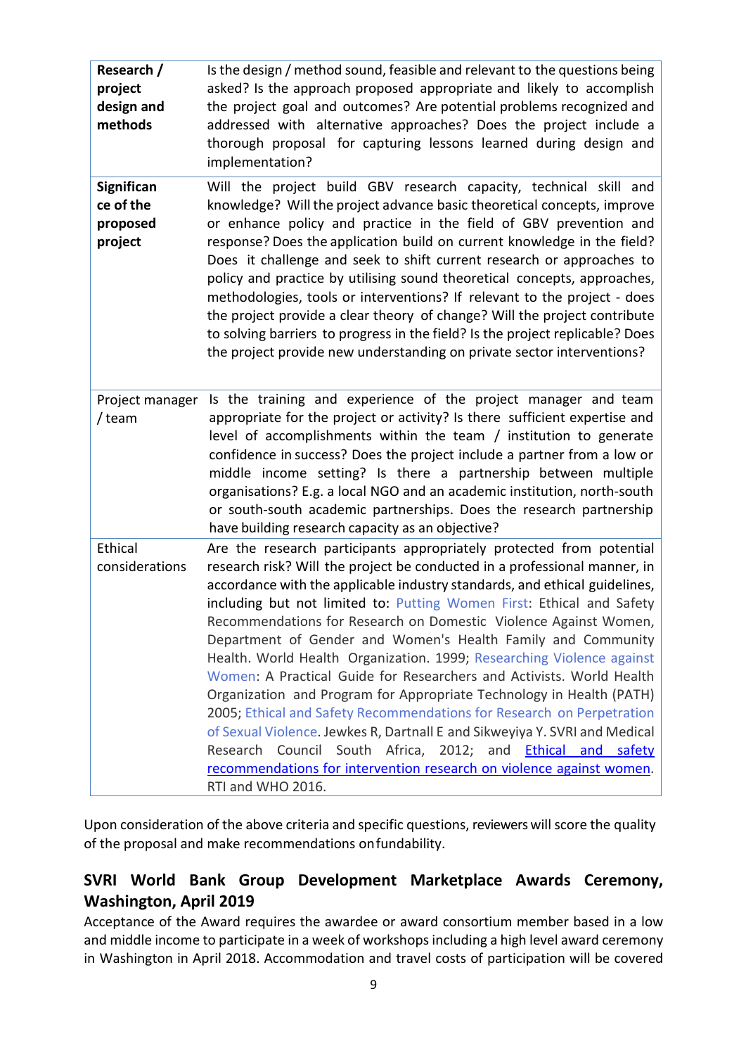| | |
|---|---|
| **Research / project design and methods** | Is the design / method sound, feasible and relevant to the questions being asked? Is the approach proposed appropriate and likely to accomplish the project goal and outcomes? Are potential problems recognized and addressed with alternative approaches? Does the project include a thorough proposal for capturing lessons learned during design and implementation? |
| **Significance of the proposed project** | Will the project build GBV research capacity, technical skill and knowledge? Will the project advance basic theoretical concepts, improve or enhance policy and practice in the field of GBV prevention and response? Does the application build on current knowledge in the field? Does it challenge and seek to shift current research or approaches to policy and practice by utilising sound theoretical concepts, approaches, methodologies, tools or interventions? If relevant to the project - does the project provide a clear theory of change? Will the project contribute to solving barriers to progress in the field? Is the project replicable? Does the project provide new understanding on private sector interventions? |
| Project manager / team | Is the training and experience of the project manager and team appropriate for the project or activity? Is there sufficient expertise and level of accomplishments within the team / institution to generate confidence in success? Does the project include a partner from a low or middle income setting? Is there a partnership between multiple organisations? E.g. a local NGO and an academic institution, north-south or south-south academic partnerships. Does the research partnership have building research capacity as an objective? |
| Ethical considerations | Are the research participants appropriately protected from potential research risk? Will the project be conducted in a professional manner, in accordance with the applicable industry standards, and ethical guidelines, including but not limited to: Putting Women First: Ethical and Safety Recommendations for Research on Domestic Violence Against Women, Department of Gender and Women's Health Family and Community Health. World Health Organization. 1999; Researching Violence against Women: A Practical Guide for Researchers and Activists. World Health Organization and Program for Appropriate Technology in Health (PATH) 2005; Ethical and Safety Recommendations for Research on Perpetration of Sexual Violence. Jewkes R, Dartnall E and Sikweyiya Y. SVRI and Medical Research Council South Africa, 2012; and Ethical and safety recommendations for intervention research on violence against women. RTI and WHO 2016. |

Upon consideration of the above criteria and specific questions, reviewers will score the quality of the proposal and make recommendations on fundability.

## SVRI World Bank Group Development Marketplace Awards Ceremony, Washington, April 2019

Acceptance of the Award requires the awardee or award consortium member based in a low and middle income to participate in a week of workshops including a high level award ceremony in Washington in April 2018. Accommodation and travel costs of participation will be covered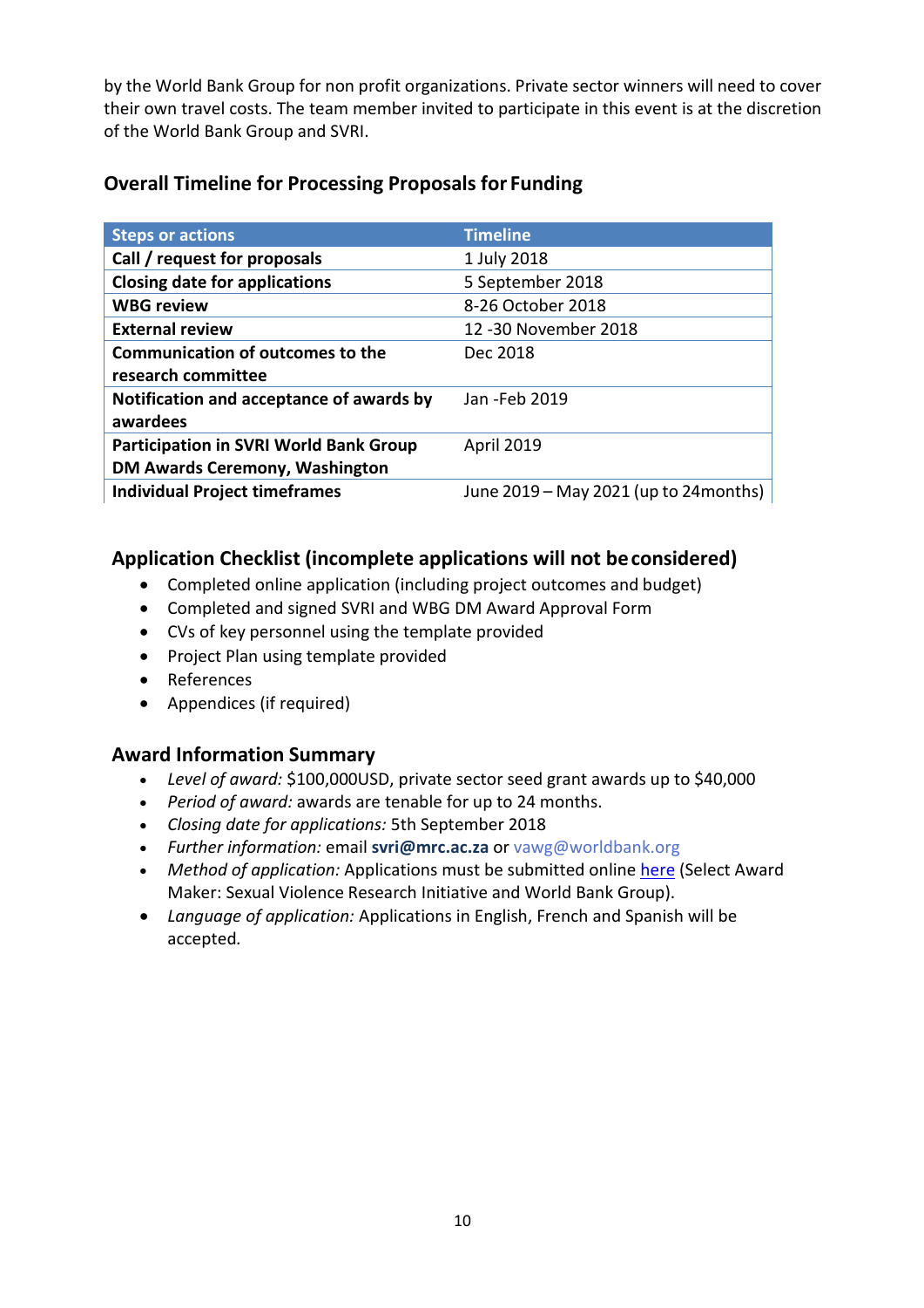by the World Bank Group for non profit organizations. Private sector winners will need to cover their own travel costs. The team member invited to participate in this event is at the discretion of the World Bank Group and SVRI.

## Overall Timeline for Processing Proposals for Funding

| Steps or actions | Timeline |
|---|---|
| **Call / request for proposals** | 1 July 2018 |
| **Closing date for applications** | 5 September 2018 |
| **WBG review** | 8-26 October 2018 |
| **External review** | 12 -30 November 2018 |
| **Communication of outcomes to the research committee** | Dec 2018 |
| **Notification and acceptance of awards by awardees** | Jan -Feb 2019 |
| **Participation in SVRI World Bank Group DM Awards Ceremony, Washington** | April 2019 |
| **Individual Project timeframes** | June 2019 – May 2021 (up to 24months) |

## Application Checklist (incomplete applications will not be considered)

- Completed online application (including project outcomes and budget)
- Completed and signed SVRI and WBG DM Award Approval Form
- CVs of key personnel using the template provided
- Project Plan using template provided
- References
- Appendices (if required)

## Award Information Summary

- *Level of award:* $100,000USD, private sector seed grant awards up to $40,000
- *Period of award:* awards are tenable for up to 24 months.
- *Closing date for applications:* 5th September 2018
- *Further information:* email **svri@mrc.ac.za** or vawg@worldbank.org
- *Method of application:* Applications must be submitted online here (Select Award Maker: Sexual Violence Research Initiative and World Bank Group).
- *Language of application:* Applications in English, French and Spanish will be accepted.